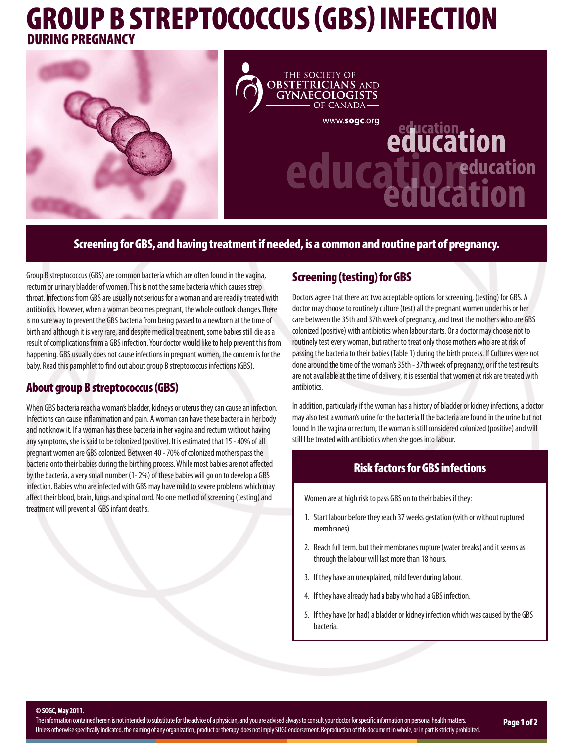# GROUP B STREPTOCOCCUS (GBS) INFECTION DURING PREGNANCY

THE SOCIETY OF OBSTETRICIANS AND GYNAECOLOGISTS OF CANADA

www.sogc.org

education

**Screening for GBS, and having treatment if needed, is a common and routine part of pregnancy.**

Group B streptococcus (GBS) are common bacteria which are often found in the vagina, rectum or urinary bladder of women. This is not the same bacteria which causes strep throat. Infections from GBS are usually not serious for a woman and are readily treated with antibiotics. However, when a woman becomes pregnant, the whole outlook changes.There is no sure way to prevent the GBS bacteria from being passed to a newborn at the time of birth and although it is very rare, and despite medical treatment, some babies still die as a result of complications from a GBS infection. Your doctor would like to help prevent this from happening. GBS usually does not cause infections in pregnant women, the concern is for the baby. Read this pamphlet to find out about group B streptococcus infections (GBS).

## About group B streptococcus (GBS)

When GBS bacteria reach a woman's bladder, kidneys or uterus they can cause an infection. Infections can cause inflammation and pain. A woman can have these bacteria in her body and not know it. If a woman has these bacteria in her vagina and rectum without having any symptoms, she is said to be colonized (positive). It is estimated that 15 - 40% of all pregnant women are GBS colonized. Between 40 - 70% of colonized mothers pass the bacteria onto their babies during the birthing process. While most babies are not affected by the bacteria, a very small number (1- 2%) of these babies will go on to develop a GBS infection. Babies who are infected with GBS may have mild to severe problems which may affect their blood, brain, lungs and spinal cord. No one method of screening (testing) and treatment will prevent all GBS infant deaths.

## Screening (testing) for GBS

Doctors agree that there arc two acceptable options for screening, (testing) for GBS. A doctor may choose to routinely culture (test) all the pregnant women under his or her care between the 35th and 37th week of pregnancy, and treat the mothers who are GBS colonized (positive) with antibiotics when labour starts. Or a doctor may choose not to routinely test every woman, but rather to treat only those mothers who are at risk of passing the bacteria to their babies (Table 1) during the birth process. If Cultures were not done around the time of the woman's 35th - 37th week of pregnancy, or if the test results are not available at the time of delivery, it is essential that women at risk are treated with antibiotics.

In addition, particularly if the woman has a history of bladder or kidney infections, a doctor may also test a woman's urine for the bacteria If the bacteria are found in the urine but not found In the vagina or rectum, the woman is still considered colonized (positive) and will still l be treated with antibiotics when she goes into labour.

### Risk factors for GBS infections

Women are at high risk to pass GBS on to their babies if they:

1. Start labour before they reach 37 weeks gestation (with or without ruptured membranes).
2. Reach full term. but their membranes rupture (water breaks) and it seems as through the labour will last more than 18 hours.
3. If they have an unexplained, mild fever during labour.
4. If they have already had a baby who had a GBS infection.
5. If they have (or had) a bladder or kidney infection which was caused by the GBS bacteria.

**© SOGC, May 2011.**

The information contained herein is not intended to substitute for the advice of a physician, and you are advised always to consult your doctor for specific information on personal health matters. Unless otherwise specifically indicated, the naming of any organization, product or therapy, does not imply SOGC endorsement. Reproduction of this document in whole, or in part is strictly prohibited.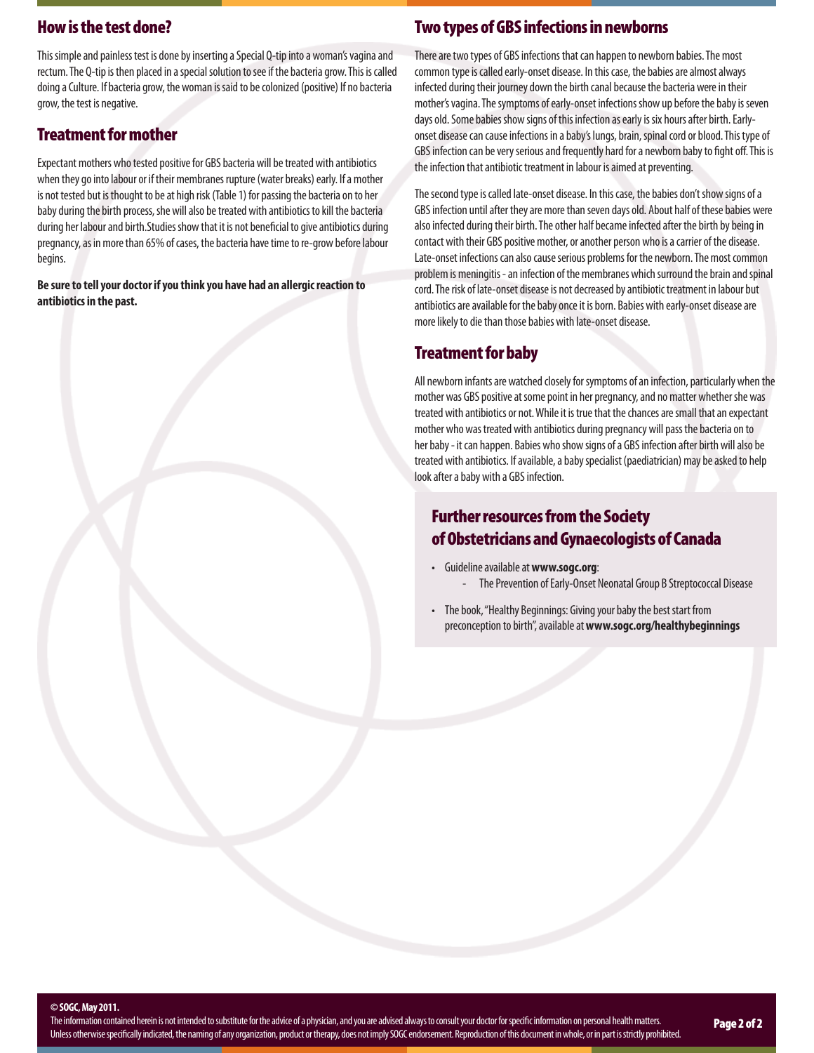## How is the test done?

This simple and painless test is done by inserting a Special Q-tip into a woman's vagina and rectum. The Q-tip is then placed in a special solution to see if the bacteria grow. This is called doing a Culture. If bacteria grow, the woman is said to be colonized (positive) If no bacteria grow, the test is negative.

## Treatment for mother

Expectant mothers who tested positive for GBS bacteria will be treated with antibiotics when they go into labour or if their membranes rupture (water breaks) early. If a mother is not tested but is thought to be at high risk (Table 1) for passing the bacteria on to her baby during the birth process, she will also be treated with antibiotics to kill the bacteria during her labour and birth.Studies show that it is not beneficial to give antibiotics during pregnancy, as in more than 65% of cases, the bacteria have time to re-grow before labour begins.

**Be sure to tell your doctor if you think you have had an allergic reaction to antibiotics in the past.**

## Two types of GBS infections in newborns

There are two types of GBS infections that can happen to newborn babies. The most common type is called early-onset disease. In this case, the babies are almost always infected during their journey down the birth canal because the bacteria were in their mother's vagina. The symptoms of early-onset infections show up before the baby is seven days old. Some babies show signs of this infection as early is six hours after birth. Early-onset disease can cause infections in a baby's lungs, brain, spinal cord or blood. This type of GBS infection can be very serious and frequently hard for a newborn baby to fight off. This is the infection that antibiotic treatment in labour is aimed at preventing.

The second type is called late-onset disease. In this case, the babies don't show signs of a GBS infection until after they are more than seven days old. About half of these babies were also infected during their birth. The other half became infected after the birth by being in contact with their GBS positive mother, or another person who is a carrier of the disease. Late-onset infections can also cause serious problems for the newborn. The most common problem is meningitis - an infection of the membranes which surround the brain and spinal cord. The risk of late-onset disease is not decreased by antibiotic treatment in labour but antibiotics are available for the baby once it is born. Babies with early-onset disease are more likely to die than those babies with late-onset disease.

## Treatment for baby

All newborn infants are watched closely for symptoms of an infection, particularly when the mother was GBS positive at some point in her pregnancy, and no matter whether she was treated with antibiotics or not. While it is true that the chances are small that an expectant mother who was treated with antibiotics during pregnancy will pass the bacteria on to her baby - it can happen. Babies who show signs of a GBS infection after birth will also be treated with antibiotics. If available, a baby specialist (paediatrician) may be asked to help look after a baby with a GBS infection.

## Further resources from the Society of Obstetricians and Gynaecologists of Canada

- Guideline available at **www.sogc.org**:
  - The Prevention of Early-Onset Neonatal Group B Streptococcal Disease
- The book, "Healthy Beginnings: Giving your baby the best start from preconception to birth", available at **www.sogc.org/healthybeginnings**

**© SOGC, May 2011.**

The information contained herein is not intended to substitute for the advice of a physician, and you are advised always to consult your doctor for specific information on personal health matters. Unless otherwise specifically indicated, the naming of any organization, product or therapy, does not imply SOGC endorsement. Reproduction of this document in whole, or in part is strictly prohibited.